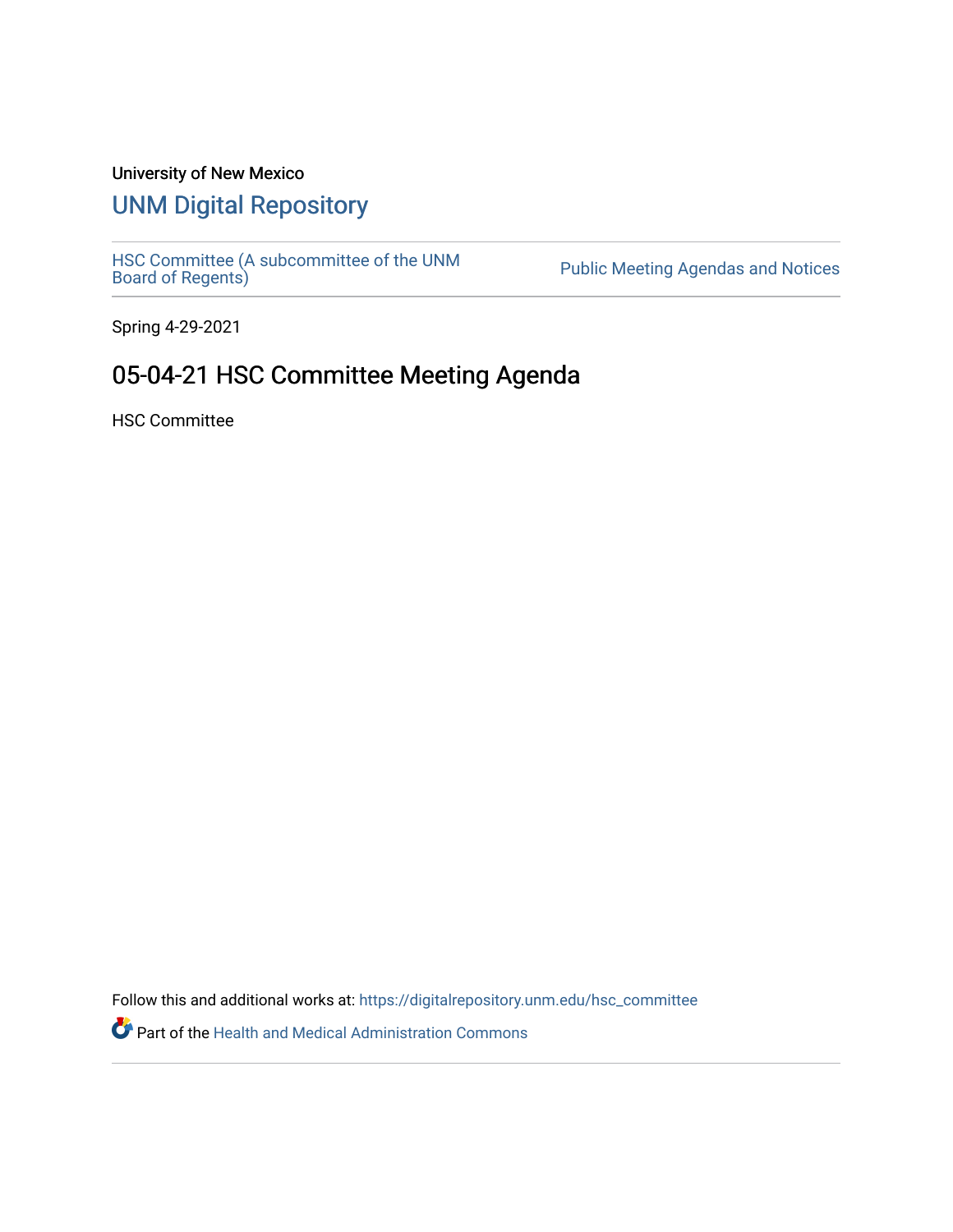University of New Mexico

# UNM Digital Repository

HSC Committee (A subcommittee of the UNM Board of Regents)

Public Meeting Agendas and Notices

Spring 4-29-2021

## 05-04-21 HSC Committee Meeting Agenda

HSC Committee

Follow this and additional works at: https://digitalrepository.unm.edu/hsc_committee

Part of the Health and Medical Administration Commons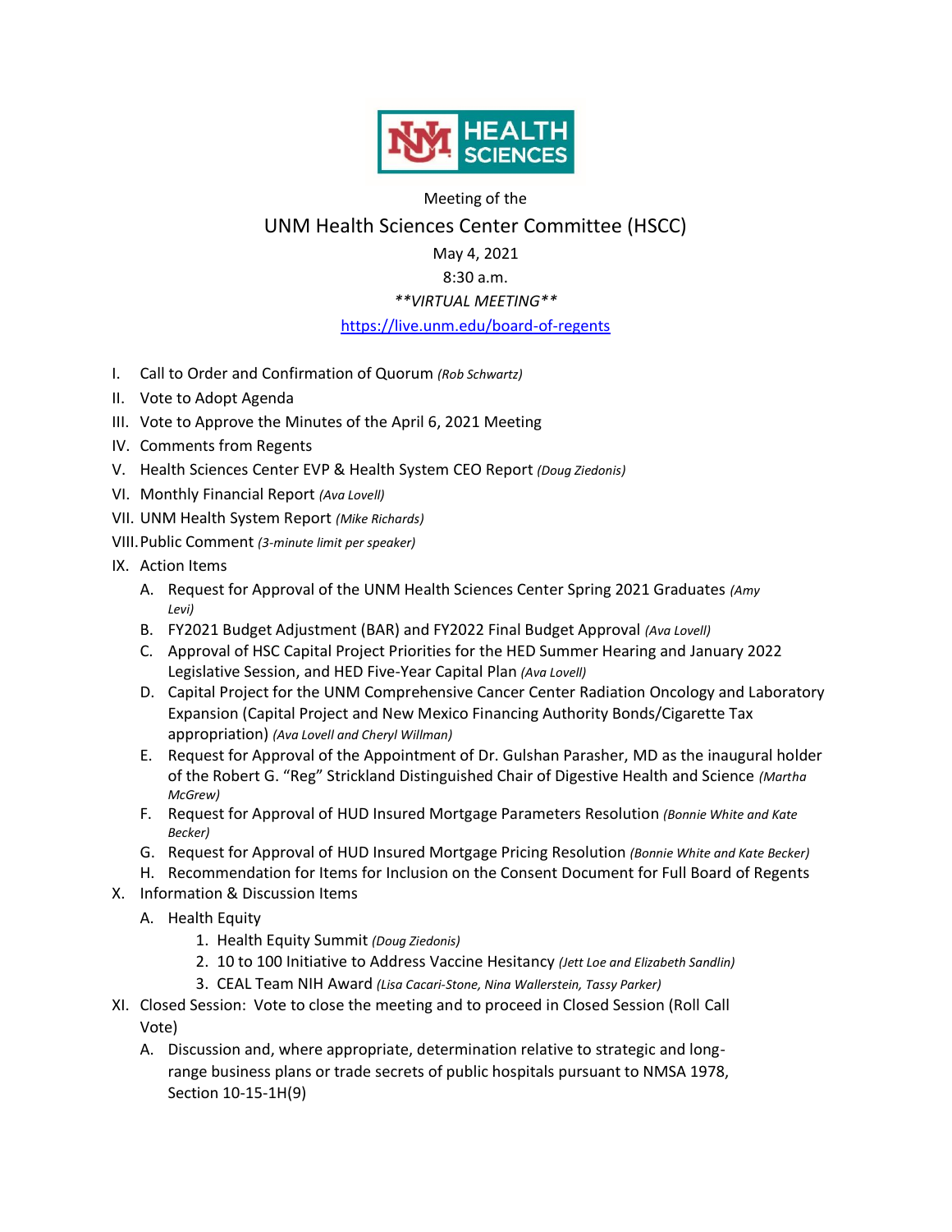Meeting of the

# UNM Health Sciences Center Committee (HSCC)

May 4, 2021

8:30 a.m.

***\*\*VIRTUAL MEETING\*\****

https://live.unm.edu/board-of-regents

I. Call to Order and Confirmation of Quorum *(Rob Schwartz)*

II. Vote to Adopt Agenda

III. Vote to Approve the Minutes of the April 6, 2021 Meeting

IV. Comments from Regents

V. Health Sciences Center EVP & Health System CEO Report *(Doug Ziedonis)*

VI. Monthly Financial Report *(Ava Lovell)*

VII. UNM Health System Report *(Mike Richards)*

VIII. Public Comment *(3-minute limit per speaker)*

IX. Action Items

   A. Request for Approval of the UNM Health Sciences Center Spring 2021 Graduates *(Amy Levi)*

   B. FY2021 Budget Adjustment (BAR) and FY2022 Final Budget Approval *(Ava Lovell)*

   C. Approval of HSC Capital Project Priorities for the HED Summer Hearing and January 2022 Legislative Session, and HED Five-Year Capital Plan *(Ava Lovell)*

   D. Capital Project for the UNM Comprehensive Cancer Center Radiation Oncology and Laboratory Expansion (Capital Project and New Mexico Financing Authority Bonds/Cigarette Tax appropriation) *(Ava Lovell and Cheryl Willman)*

   E. Request for Approval of the Appointment of Dr. Gulshan Parasher, MD as the inaugural holder of the Robert G. "Reg" Strickland Distinguished Chair of Digestive Health and Science *(Martha McGrew)*

   F. Request for Approval of HUD Insured Mortgage Parameters Resolution *(Bonnie White and Kate Becker)*

   G. Request for Approval of HUD Insured Mortgage Pricing Resolution *(Bonnie White and Kate Becker)*

   H. Recommendation for Items for Inclusion on the Consent Document for Full Board of Regents

X. Information & Discussion Items

   A. Health Equity

      1. Health Equity Summit *(Doug Ziedonis)*

      2. 10 to 100 Initiative to Address Vaccine Hesitancy *(Jett Loe and Elizabeth Sandlin)*

      3. CEAL Team NIH Award *(Lisa Cacari-Stone, Nina Wallerstein, Tassy Parker)*

XI. Closed Session: Vote to close the meeting and to proceed in Closed Session (Roll Call Vote)

   A. Discussion and, where appropriate, determination relative to strategic and long-range business plans or trade secrets of public hospitals pursuant to NMSA 1978, Section 10-15-1H(9)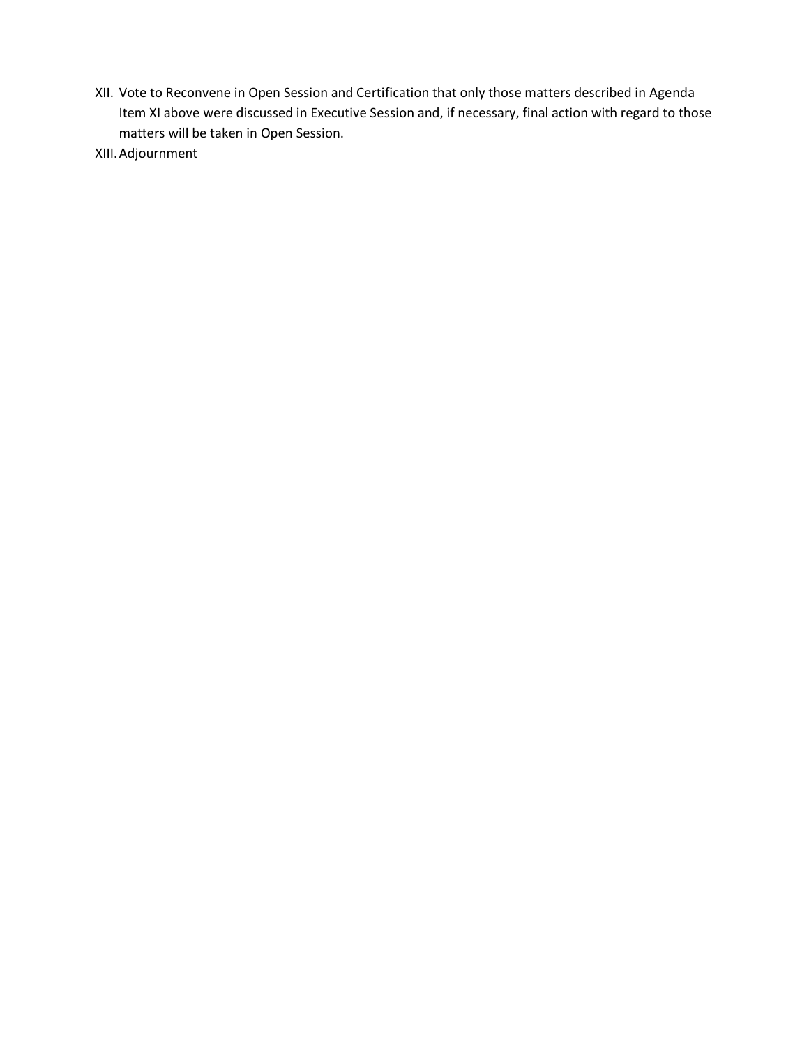XII. Vote to Reconvene in Open Session and Certification that only those matters described in Agenda Item XI above were discussed in Executive Session and, if necessary, final action with regard to those matters will be taken in Open Session.

XIII. Adjournment